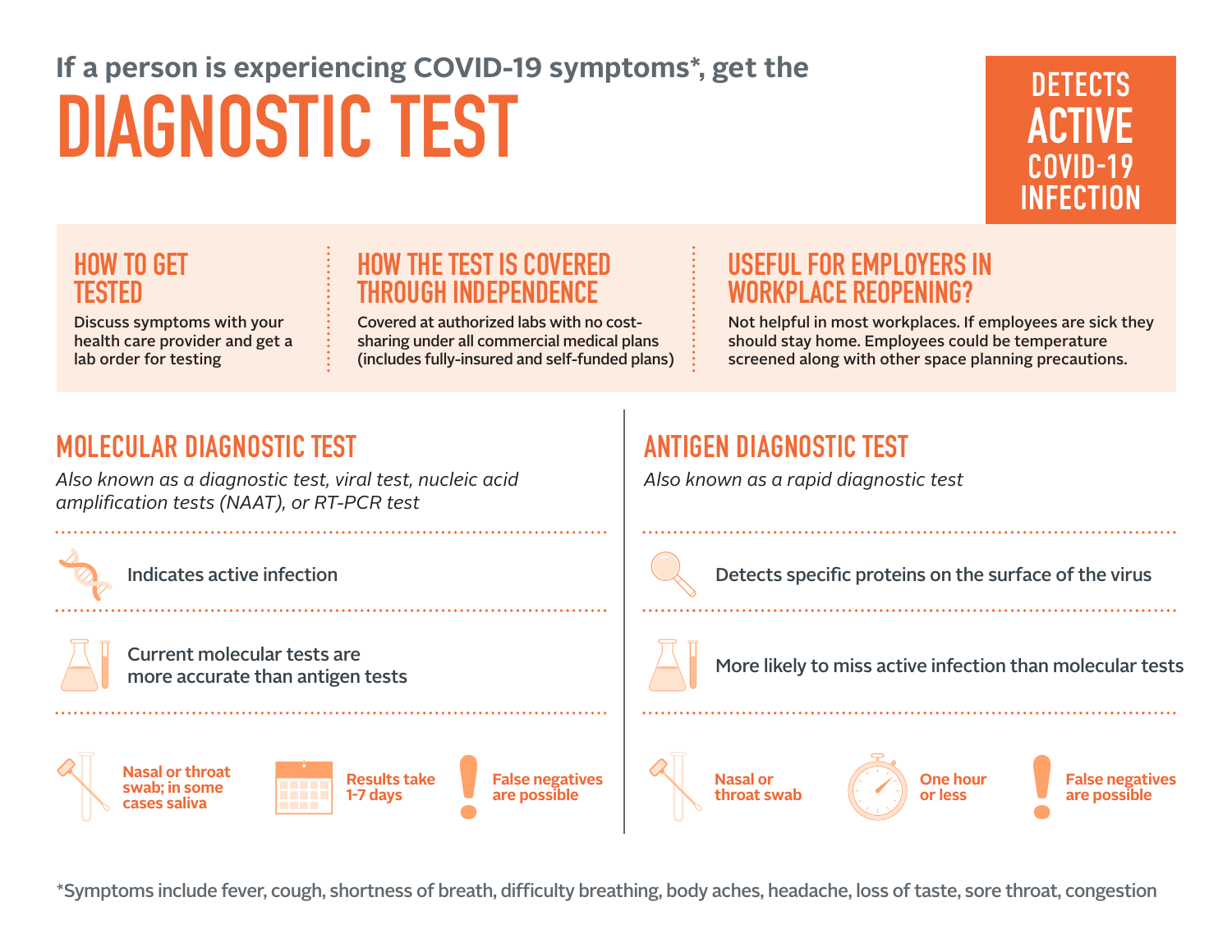If a person is experiencing COVID-19 symptoms*, get the

# DIAGNOSTIC TEST

**DETECTS ACTIVE COVID-19 INFECTION**

### HOW TO GET TESTED

Discuss symptoms with your health care provider and get a lab order for testing

### HOW THE TEST IS COVERED THROUGH INDEPENDENCE

Covered at authorized labs with no cost-sharing under all commercial medical plans (includes fully-insured and self-funded plans)

### USEFUL FOR EMPLOYERS IN WORKPLACE REOPENING?

Not helpful in most workplaces. If employees are sick they should stay home. Employees could be temperature screened along with other space planning precautions.

## MOLECULAR DIAGNOSTIC TEST

*Also known as a diagnostic test, viral test, nucleic acid amplification tests (NAAT), or RT-PCR test*

- Indicates active infection
- Current molecular tests are more accurate than antigen tests
- **Nasal or throat swab; in some cases saliva**
- **Results take 1-7 days**
- **False negatives are possible**

## ANTIGEN DIAGNOSTIC TEST

*Also known as a rapid diagnostic test*

- Detects specific proteins on the surface of the virus
- More likely to miss active infection than molecular tests
- **Nasal or throat swab**
- **One hour or less**
- **False negatives are possible**

*Symptoms include fever, cough, shortness of breath, difficulty breathing, body aches, headache, loss of taste, sore throat, congestion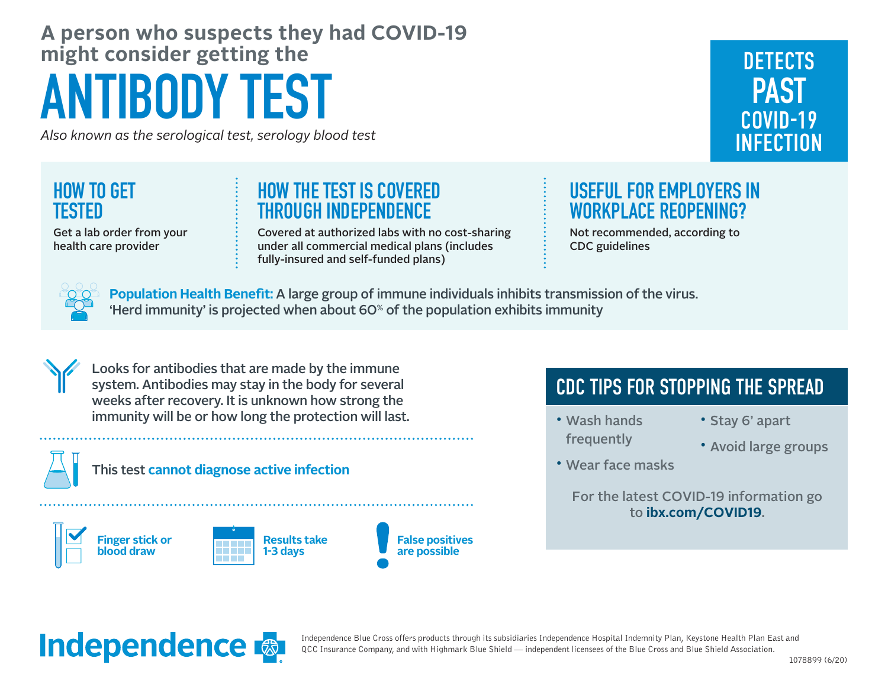A person who suspects they had COVID-19 might consider getting the

# ANTIBODY TEST

*Also known as the serological test, serology blood test*

**DETECTS PAST COVID-19 INFECTION**

## HOW TO GET TESTED

Get a lab order from your health care provider

## HOW THE TEST IS COVERED THROUGH INDEPENDENCE

Covered at authorized labs with no cost-sharing under all commercial medical plans (includes fully-insured and self-funded plans)

## USEFUL FOR EMPLOYERS IN WORKPLACE REOPENING?

Not recommended, according to CDC guidelines

**Population Health Benefit:** A large group of immune individuals inhibits transmission of the virus. 'Herd immunity' is projected when about 60% of the population exhibits immunity

Looks for antibodies that are made by the immune system. Antibodies may stay in the body for several weeks after recovery. It is unknown how strong the immunity will be or how long the protection will last.

This test **cannot diagnose active infection**

**Finger stick or blood draw**

**Results take 1-3 days**

**False positives are possible**

## CDC TIPS FOR STOPPING THE SPREAD

- Wash hands frequently
- Wear face masks
- Stay 6' apart
- Avoid large groups

For the latest COVID-19 information go to **ibx.com/COVID19**.

Independence

Independence Blue Cross offers products through its subsidiaries Independence Hospital Indemnity Plan, Keystone Health Plan East and QCC Insurance Company, and with Highmark Blue Shield — independent licensees of the Blue Cross and Blue Shield Association.

1078899 (6/20)